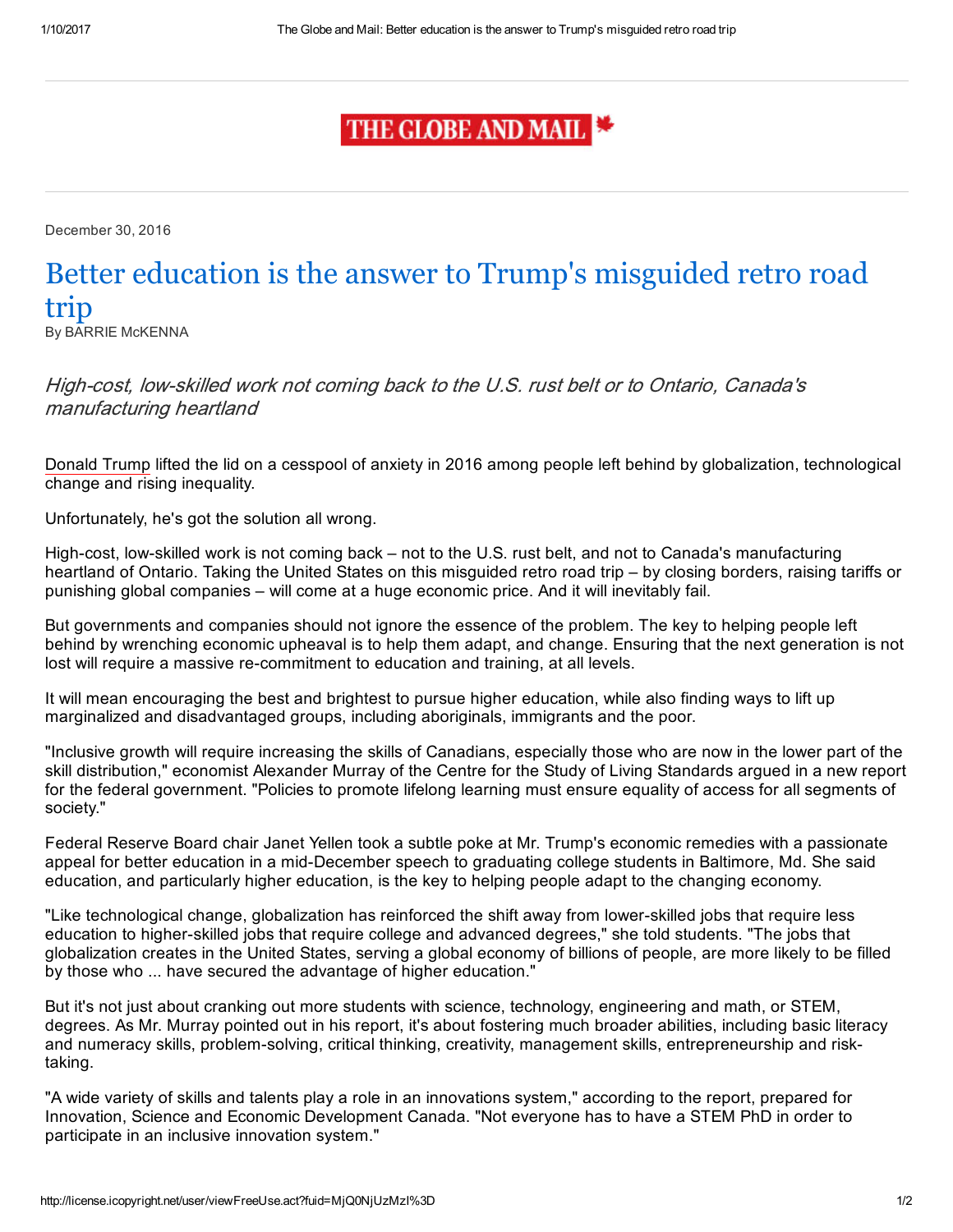THE GLOBE AND MAIL

December 30, 2016

# Better education is the answer to Trump's misguided retro road trip

By BARRIE McKENNA

*High-cost, low-skilled work not coming back to the U.S. rust belt or to Ontario, Canada's manufacturing heartland*

Donald Trump lifted the lid on a cesspool of anxiety in 2016 among people left behind by globalization, technological change and rising inequality.

Unfortunately, he's got the solution all wrong.

High-cost, low-skilled work is not coming back – not to the U.S. rust belt, and not to Canada's manufacturing heartland of Ontario. Taking the United States on this misguided retro road trip – by closing borders, raising tariffs or punishing global companies – will come at a huge economic price. And it will inevitably fail.

But governments and companies should not ignore the essence of the problem. The key to helping people left behind by wrenching economic upheaval is to help them adapt, and change. Ensuring that the next generation is not lost will require a massive re-commitment to education and training, at all levels.

It will mean encouraging the best and brightest to pursue higher education, while also finding ways to lift up marginalized and disadvantaged groups, including aboriginals, immigrants and the poor.

"Inclusive growth will require increasing the skills of Canadians, especially those who are now in the lower part of the skill distribution," economist Alexander Murray of the Centre for the Study of Living Standards argued in a new report for the federal government. "Policies to promote lifelong learning must ensure equality of access for all segments of society."

Federal Reserve Board chair Janet Yellen took a subtle poke at Mr. Trump's economic remedies with a passionate appeal for better education in a mid-December speech to graduating college students in Baltimore, Md. She said education, and particularly higher education, is the key to helping people adapt to the changing economy.

"Like technological change, globalization has reinforced the shift away from lower-skilled jobs that require less education to higher-skilled jobs that require college and advanced degrees," she told students. "The jobs that globalization creates in the United States, serving a global economy of billions of people, are more likely to be filled by those who ... have secured the advantage of higher education."

But it's not just about cranking out more students with science, technology, engineering and math, or STEM, degrees. As Mr. Murray pointed out in his report, it's about fostering much broader abilities, including basic literacy and numeracy skills, problem-solving, critical thinking, creativity, management skills, entrepreneurship and risk-taking.

"A wide variety of skills and talents play a role in an innovations system," according to the report, prepared for Innovation, Science and Economic Development Canada. "Not everyone has to have a STEM PhD in order to participate in an inclusive innovation system."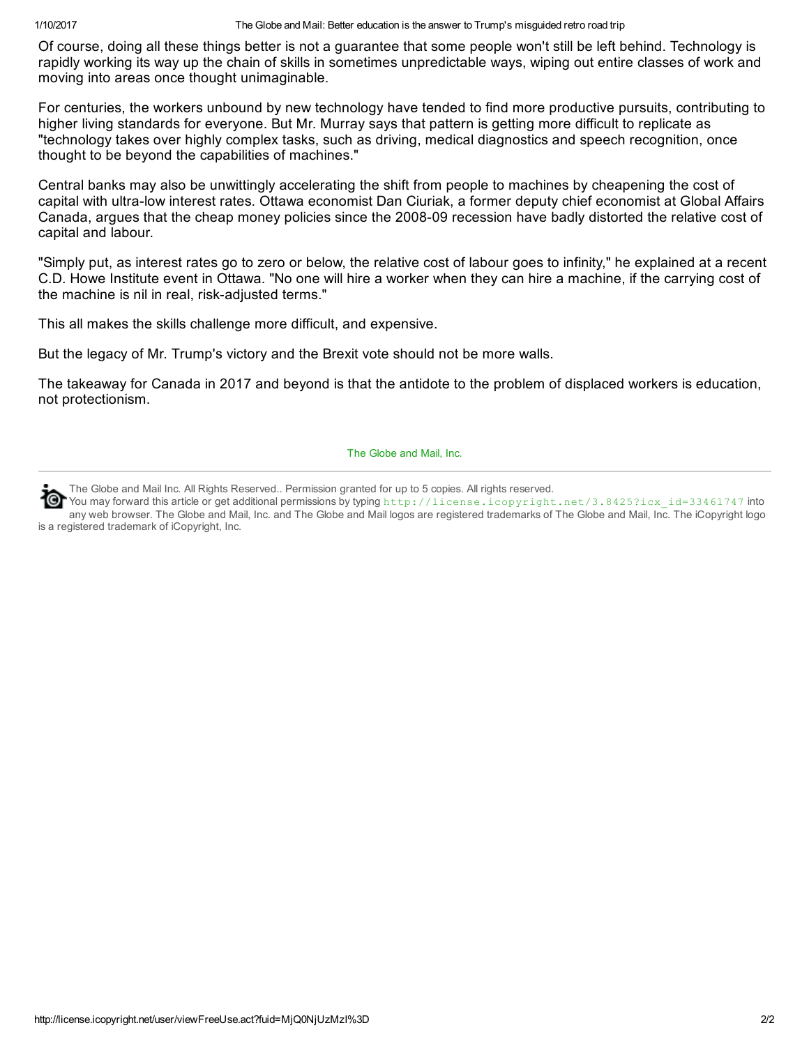Of course, doing all these things better is not a guarantee that some people won't still be left behind. Technology is rapidly working its way up the chain of skills in sometimes unpredictable ways, wiping out entire classes of work and moving into areas once thought unimaginable.

For centuries, the workers unbound by new technology have tended to find more productive pursuits, contributing to higher living standards for everyone. But Mr. Murray says that pattern is getting more difficult to replicate as "technology takes over highly complex tasks, such as driving, medical diagnostics and speech recognition, once thought to be beyond the capabilities of machines."

Central banks may also be unwittingly accelerating the shift from people to machines by cheapening the cost of capital with ultra-low interest rates. Ottawa economist Dan Ciuriak, a former deputy chief economist at Global Affairs Canada, argues that the cheap money policies since the 2008-09 recession have badly distorted the relative cost of capital and labour.

"Simply put, as interest rates go to zero or below, the relative cost of labour goes to infinity," he explained at a recent C.D. Howe Institute event in Ottawa. "No one will hire a worker when they can hire a machine, if the carrying cost of the machine is nil in real, risk-adjusted terms."

This all makes the skills challenge more difficult, and expensive.

But the legacy of Mr. Trump's victory and the Brexit vote should not be more walls.

The takeaway for Canada in 2017 and beyond is that the antidote to the problem of displaced workers is education, not protectionism.

The Globe and Mail, Inc.

The Globe and Mail Inc. All Rights Reserved.. Permission granted for up to 5 copies. All rights reserved.
You may forward this article or get additional permissions by typing http://license.icopyright.net/3.8425?icx_id=33461747 into any web browser. The Globe and Mail, Inc. and The Globe and Mail logos are registered trademarks of The Globe and Mail, Inc. The iCopyright logo is a registered trademark of iCopyright, Inc.